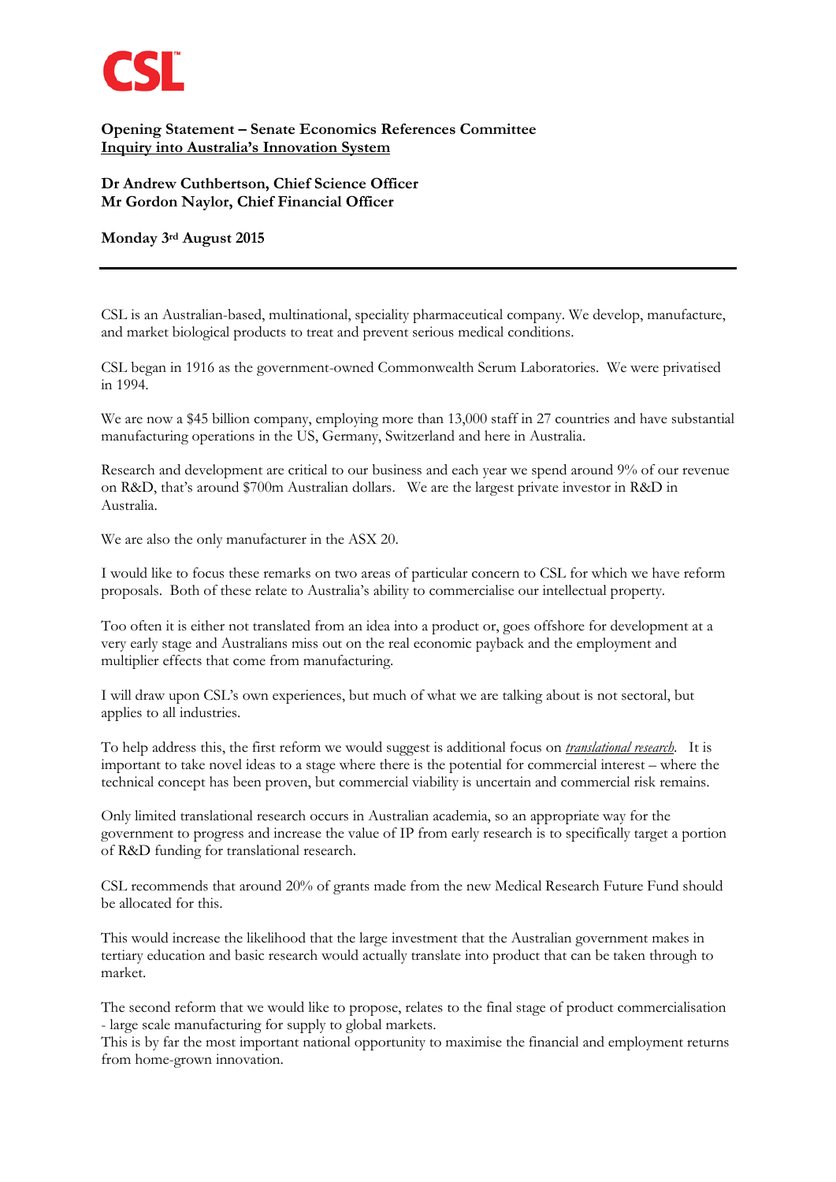CSL

**Opening Statement – Senate Economics References Committee**
**<u>Inquiry into Australia's Innovation System</u>**

**Dr Andrew Cuthbertson, Chief Science Officer**
**Mr Gordon Naylor, Chief Financial Officer**

**Monday 3rd August 2015**

---

CSL is an Australian-based, multinational, speciality pharmaceutical company. We develop, manufacture, and market biological products to treat and prevent serious medical conditions.

CSL began in 1916 as the government-owned Commonwealth Serum Laboratories. We were privatised in 1994.

We are now a $45 billion company, employing more than 13,000 staff in 27 countries and have substantial manufacturing operations in the US, Germany, Switzerland and here in Australia.

Research and development are critical to our business and each year we spend around 9% of our revenue on R&D, that's around $700m Australian dollars. We are the largest private investor in R&D in Australia.

We are also the only manufacturer in the ASX 20.

I would like to focus these remarks on two areas of particular concern to CSL for which we have reform proposals. Both of these relate to Australia's ability to commercialise our intellectual property.

Too often it is either not translated from an idea into a product or, goes offshore for development at a very early stage and Australians miss out on the real economic payback and the employment and multiplier effects that come from manufacturing.

I will draw upon CSL's own experiences, but much of what we are talking about is not sectoral, but applies to all industries.

To help address this, the first reform we would suggest is additional focus on *<u>translational research</u>*. It is important to take novel ideas to a stage where there is the potential for commercial interest – where the technical concept has been proven, but commercial viability is uncertain and commercial risk remains.

Only limited translational research occurs in Australian academia, so an appropriate way for the government to progress and increase the value of IP from early research is to specifically target a portion of R&D funding for translational research.

CSL recommends that around 20% of grants made from the new Medical Research Future Fund should be allocated for this.

This would increase the likelihood that the large investment that the Australian government makes in tertiary education and basic research would actually translate into product that can be taken through to market.

The second reform that we would like to propose, relates to the final stage of product commercialisation - large scale manufacturing for supply to global markets.
This is by far the most important national opportunity to maximise the financial and employment returns from home-grown innovation.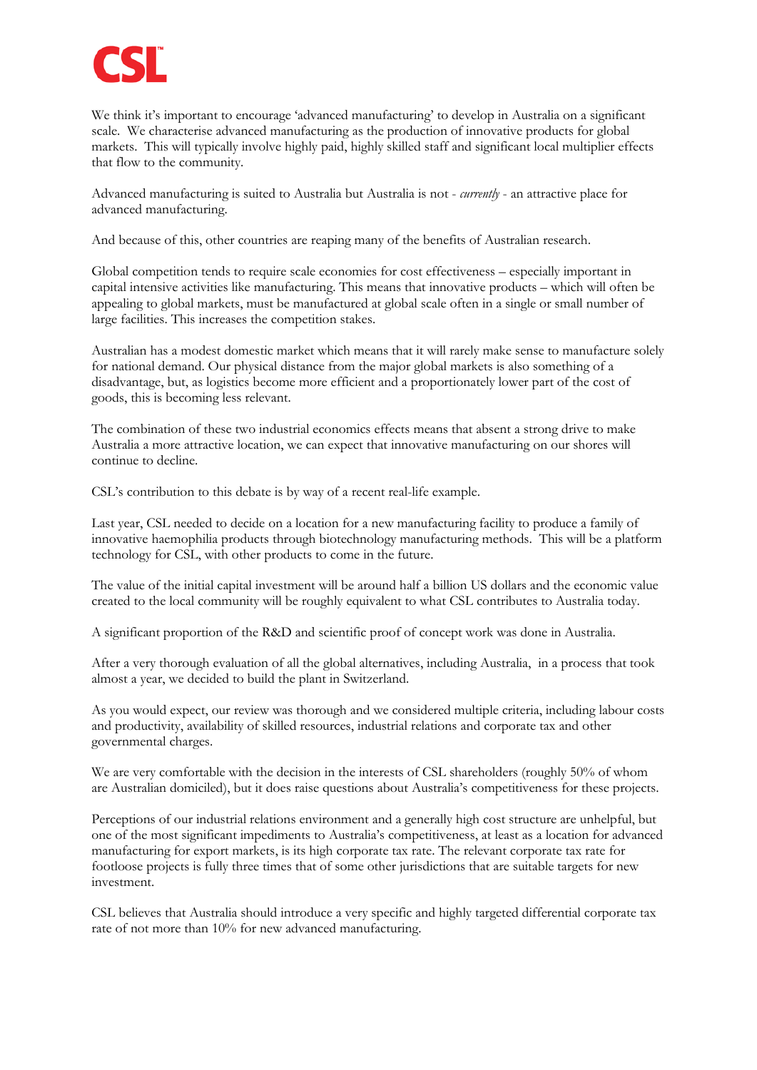We think it's important to encourage 'advanced manufacturing' to develop in Australia on a significant scale. We characterise advanced manufacturing as the production of innovative products for global markets. This will typically involve highly paid, highly skilled staff and significant local multiplier effects that flow to the community.

Advanced manufacturing is suited to Australia but Australia is not - *currently* - an attractive place for advanced manufacturing.

And because of this, other countries are reaping many of the benefits of Australian research.

Global competition tends to require scale economies for cost effectiveness – especially important in capital intensive activities like manufacturing. This means that innovative products – which will often be appealing to global markets, must be manufactured at global scale often in a single or small number of large facilities. This increases the competition stakes.

Australian has a modest domestic market which means that it will rarely make sense to manufacture solely for national demand. Our physical distance from the major global markets is also something of a disadvantage, but, as logistics become more efficient and a proportionately lower part of the cost of goods, this is becoming less relevant.

The combination of these two industrial economics effects means that absent a strong drive to make Australia a more attractive location, we can expect that innovative manufacturing on our shores will continue to decline.

CSL's contribution to this debate is by way of a recent real-life example.

Last year, CSL needed to decide on a location for a new manufacturing facility to produce a family of innovative haemophilia products through biotechnology manufacturing methods. This will be a platform technology for CSL, with other products to come in the future.

The value of the initial capital investment will be around half a billion US dollars and the economic value created to the local community will be roughly equivalent to what CSL contributes to Australia today.

A significant proportion of the R&D and scientific proof of concept work was done in Australia.

After a very thorough evaluation of all the global alternatives, including Australia, in a process that took almost a year, we decided to build the plant in Switzerland.

As you would expect, our review was thorough and we considered multiple criteria, including labour costs and productivity, availability of skilled resources, industrial relations and corporate tax and other governmental charges.

We are very comfortable with the decision in the interests of CSL shareholders (roughly 50% of whom are Australian domiciled), but it does raise questions about Australia's competitiveness for these projects.

Perceptions of our industrial relations environment and a generally high cost structure are unhelpful, but one of the most significant impediments to Australia's competitiveness, at least as a location for advanced manufacturing for export markets, is its high corporate tax rate. The relevant corporate tax rate for footloose projects is fully three times that of some other jurisdictions that are suitable targets for new investment.

CSL believes that Australia should introduce a very specific and highly targeted differential corporate tax rate of not more than 10% for new advanced manufacturing.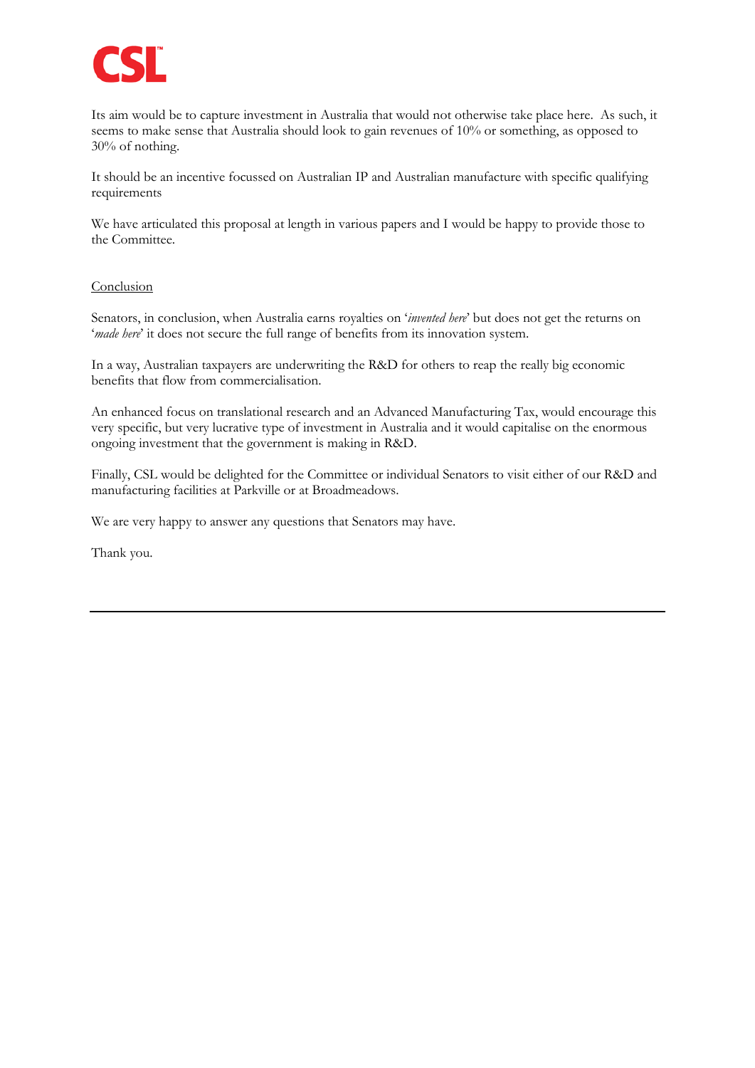Its aim would be to capture investment in Australia that would not otherwise take place here. As such, it seems to make sense that Australia should look to gain revenues of 10% or something, as opposed to 30% of nothing.

It should be an incentive focussed on Australian IP and Australian manufacture with specific qualifying requirements

We have articulated this proposal at length in various papers and I would be happy to provide those to the Committee.

Conclusion

Senators, in conclusion, when Australia earns royalties on '*invented here*' but does not get the returns on '*made here*' it does not secure the full range of benefits from its innovation system.

In a way, Australian taxpayers are underwriting the R&D for others to reap the really big economic benefits that flow from commercialisation.

An enhanced focus on translational research and an Advanced Manufacturing Tax, would encourage this very specific, but very lucrative type of investment in Australia and it would capitalise on the enormous ongoing investment that the government is making in R&D.

Finally, CSL would be delighted for the Committee or individual Senators to visit either of our R&D and manufacturing facilities at Parkville or at Broadmeadows.

We are very happy to answer any questions that Senators may have.

Thank you.